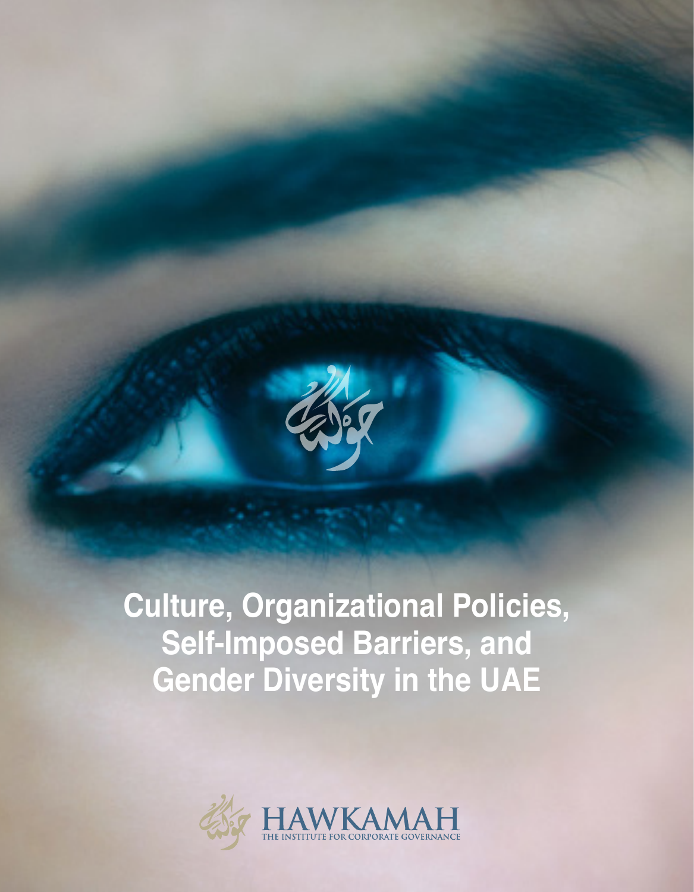# Culture, Organizational Policies, Self-Imposed Barriers, and Gender Diversity in the UAE

HAWKAMAH

THE INSTITUTE FOR CORPORATE GOVERNANCE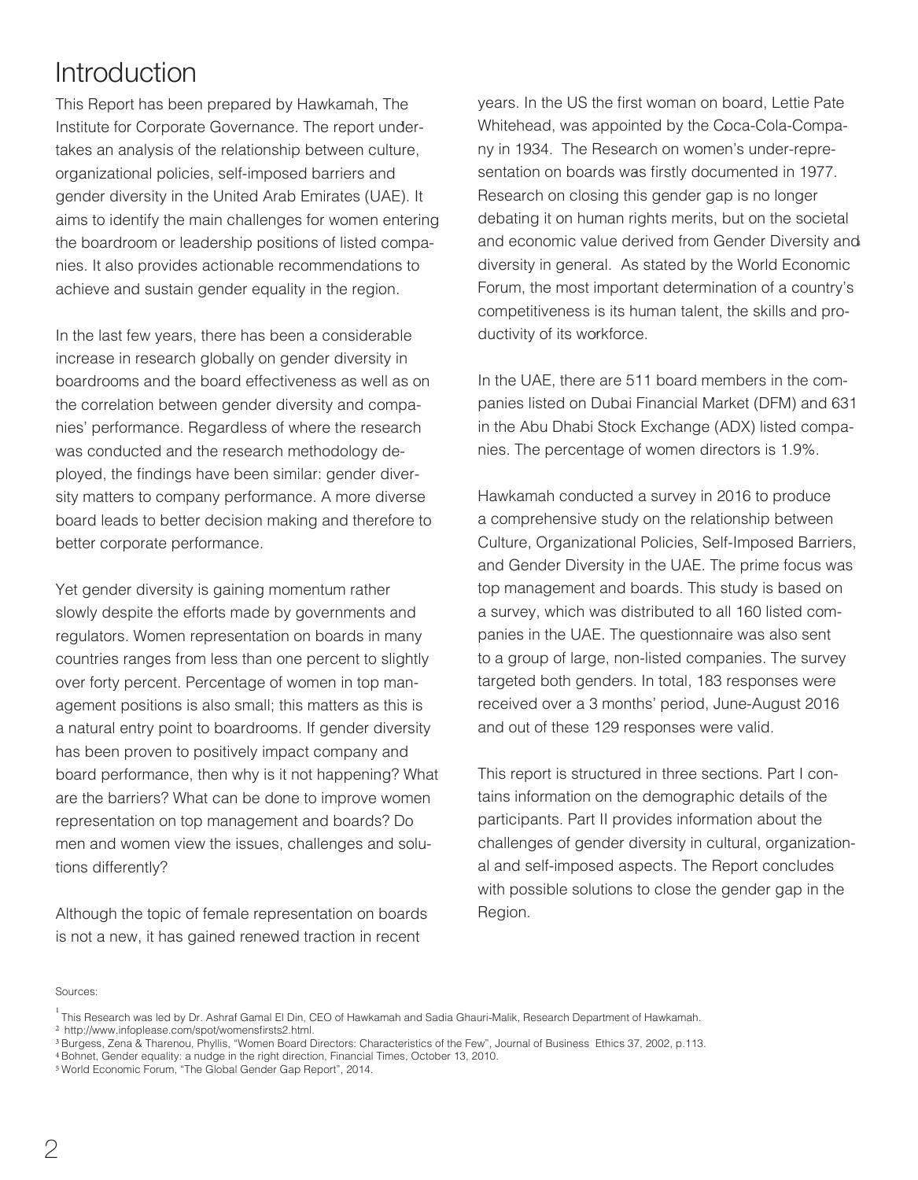# Introduction

This Report has been prepared by Hawkamah, The Institute for Corporate Governance. The report undertakes an analysis of the relationship between culture, organizational policies, self-imposed barriers and gender diversity in the United Arab Emirates (UAE). It aims to identify the main challenges for women entering the boardroom or leadership positions of listed companies. It also provides actionable recommendations to achieve and sustain gender equality in the region.

In the last few years, there has been a considerable increase in research globally on gender diversity in boardrooms and the board effectiveness as well as on the correlation between gender diversity and companies' performance. Regardless of where the research was conducted and the research methodology deployed, the findings have been similar: gender diversity matters to company performance. A more diverse board leads to better decision making and therefore to better corporate performance.

Yet gender diversity is gaining momentum rather slowly despite the efforts made by governments and regulators. Women representation on boards in many countries ranges from less than one percent to slightly over forty percent. Percentage of women in top management positions is also small; this matters as this is a natural entry point to boardrooms. If gender diversity has been proven to positively impact company and board performance, then why is it not happening? What are the barriers? What can be done to improve women representation on top management and boards? Do men and women view the issues, challenges and solutions differently?

Although the topic of female representation on boards is not a new, it has gained renewed traction in recent years. In the US the first woman on board, Lettie Pate Whitehead, was appointed by the Coca-Cola-Company in 1934. The Research on women's under-representation on boards was firstly documented in 1977. Research on closing this gender gap is no longer debating it on human rights merits, but on the societal and economic value derived from Gender Diversity and diversity in general. As stated by the World Economic Forum, the most important determination of a country's competitiveness is its human talent, the skills and productivity of its workforce.

In the UAE, there are 511 board members in the companies listed on Dubai Financial Market (DFM) and 631 in the Abu Dhabi Stock Exchange (ADX) listed companies. The percentage of women directors is 1.9%.

Hawkamah conducted a survey in 2016 to produce a comprehensive study on the relationship between Culture, Organizational Policies, Self-Imposed Barriers, and Gender Diversity in the UAE. The prime focus was top management and boards. This study is based on a survey, which was distributed to all 160 listed companies in the UAE. The questionnaire was also sent to a group of large, non-listed companies. The survey targeted both genders. In total, 183 responses were received over a 3 months' period, June-August 2016 and out of these 129 responses were valid.

This report is structured in three sections. Part I contains information on the demographic details of the participants. Part II provides information about the challenges of gender diversity in cultural, organizational and self-imposed aspects. The Report concludes with possible solutions to close the gender gap in the Region.

Sources:

[1] This Research was led by Dr. Ashraf Gamal El Din, CEO of Hawkamah and Sadia Ghauri-Malik, Research Department of Hawkamah.
[2] http://www.infoplease.com/spot/womensfirsts2.html.
[3] Burgess, Zena & Tharenou, Phyllis, "Women Board Directors: Characteristics of the Few", Journal of Business Ethics 37, 2002, p.113.
[4] Bohnet, Gender equality: a nudge in the right direction, Financial Times, October 13, 2010.
[5] World Economic Forum, "The Global Gender Gap Report", 2014.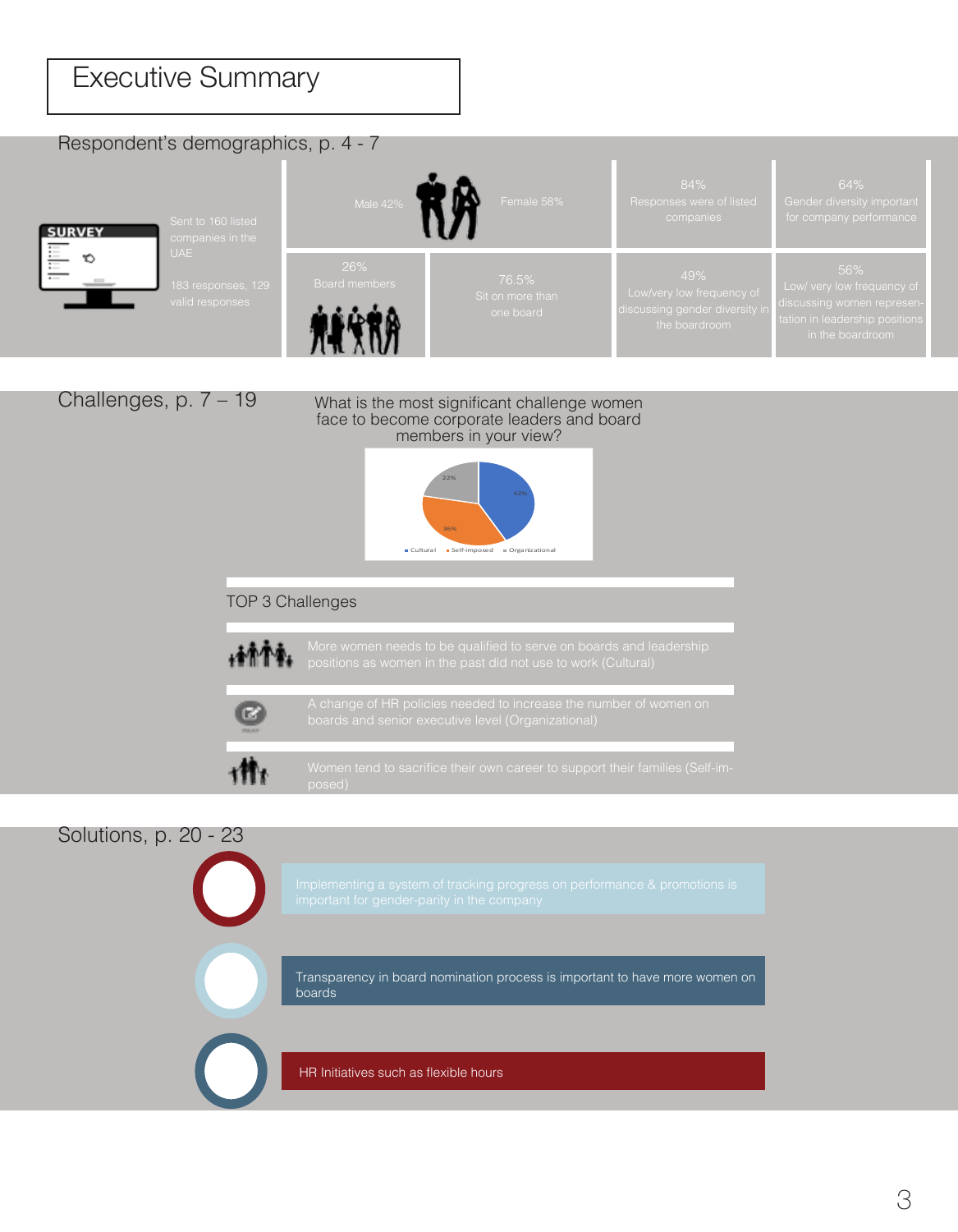# Executive Summary

## Respondent's demographics, p. 4 - 7

SURVEY

Sent to 160 listed companies in the UAE

183 responses, 129 valid responses

Male 42% Female 58%

84% Responses were of listed companies

64% Gender diversity important for company performance

26% Board members

76.5% Sit on more than one board

49% Low/very low frequency of discussing gender diversity in the boardroom

56% Low/ very low frequency of discussing women representation in leadership positions in the boardroom

## Challenges, p. 7 – 19

What is the most significant challenge women face to become corporate leaders and board members in your view?

- Cultural: 42%
- Self-imposed: 36%
- Organizational: 22%

### TOP 3 Challenges

- More women needs to be qualified to serve on boards and leadership positions as women in the past did not use to work (Cultural)
- A change of HR policies needed to increase the number of women on boards and senior executive level (Organizational)
- Women tend to sacrifice their own career to support their families (Self-imposed)

## Solutions, p. 20 - 23

- Implementing a system of tracking progress on performance & promotions is important for gender-parity in the company
- Transparency in board nomination process is important to have more women on boards
- HR Initiatives such as flexible hours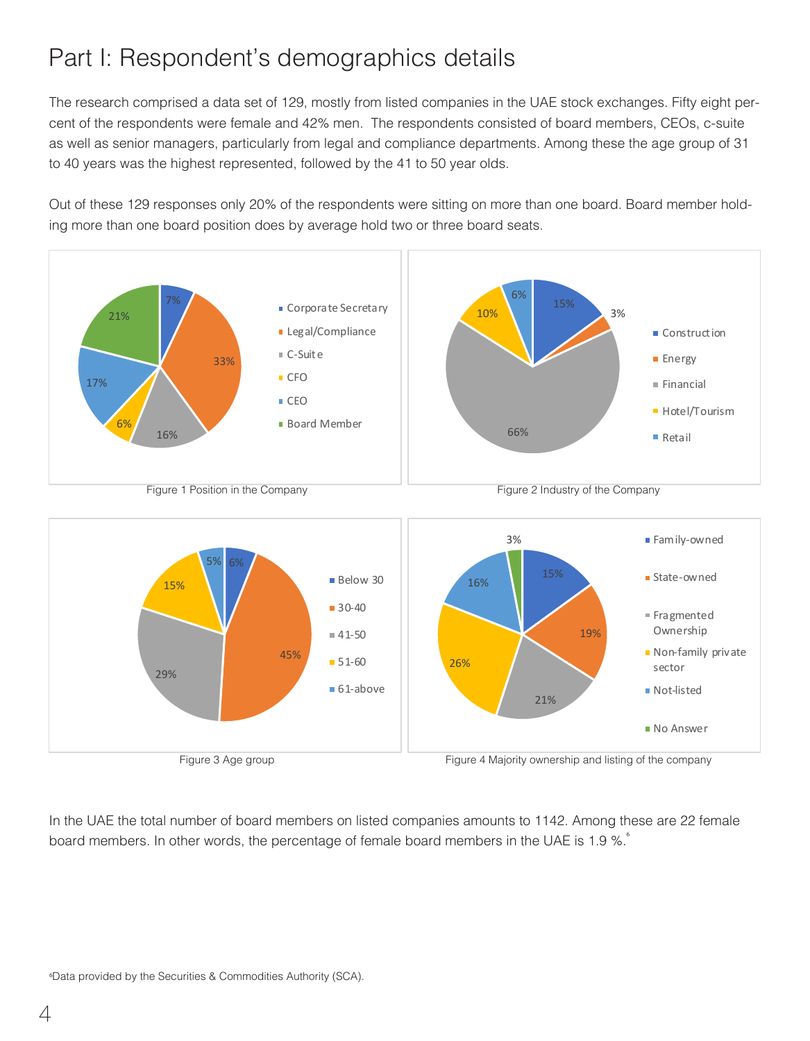// Part I: Respondent's demographics details

The research comprised a data set of 129, mostly from listed companies in the UAE stock exchanges. Fifty eight percent of the respondents were female and 42% men. The respondents consisted of board members, CEOs, c-suite as well as senior managers, particularly from legal and compliance departments. Among these the age group of 31 to 40 years was the highest represented, followed by the 41 to 50 year olds.

Out of these 129 responses only 20% of the respondents were sitting on more than one board. Board member holding more than one board position does by average hold two or three board seats.

| Position | % |
|---|---|
| Corporate Secretary | 7% |
| Legal/Compliance | 33% |
| C-Suite | 16% |
| CFO | 6% |
| CEO | 17% |
| Board Member | 21% |

Figure 1 Position in the Company

| Industry | % |
|---|---|
| Construction | 15% |
| Energy | 3% |
| Financial | 66% |
| Hotel/Tourism | 10% |
| Retail | 6% |

Figure 2 Industry of the Company

| Age group | % |
|---|---|
| Below 30 | 6% |
| 30-40 | 45% |
| 41-50 | 29% |
| 51-60 | 15% |
| 61-above | 5% |

Figure 3 Age group

| Ownership | % |
|---|---|
| Family-owned | 15% |
| State-owned | 19% |
| Fragmented Ownership | 21% |
| Non-family private sector | 26% |
| Not-listed | 16% |
| No Answer | 3% |

Figure 4 Majority ownership and listing of the company

In the UAE the total number of board members on listed companies amounts to 1142. Among these are 22 female board members. In other words, the percentage of female board members in the UAE is 1.9 %.[6]

[6]Data provided by the Securities & Commodities Authority (SCA).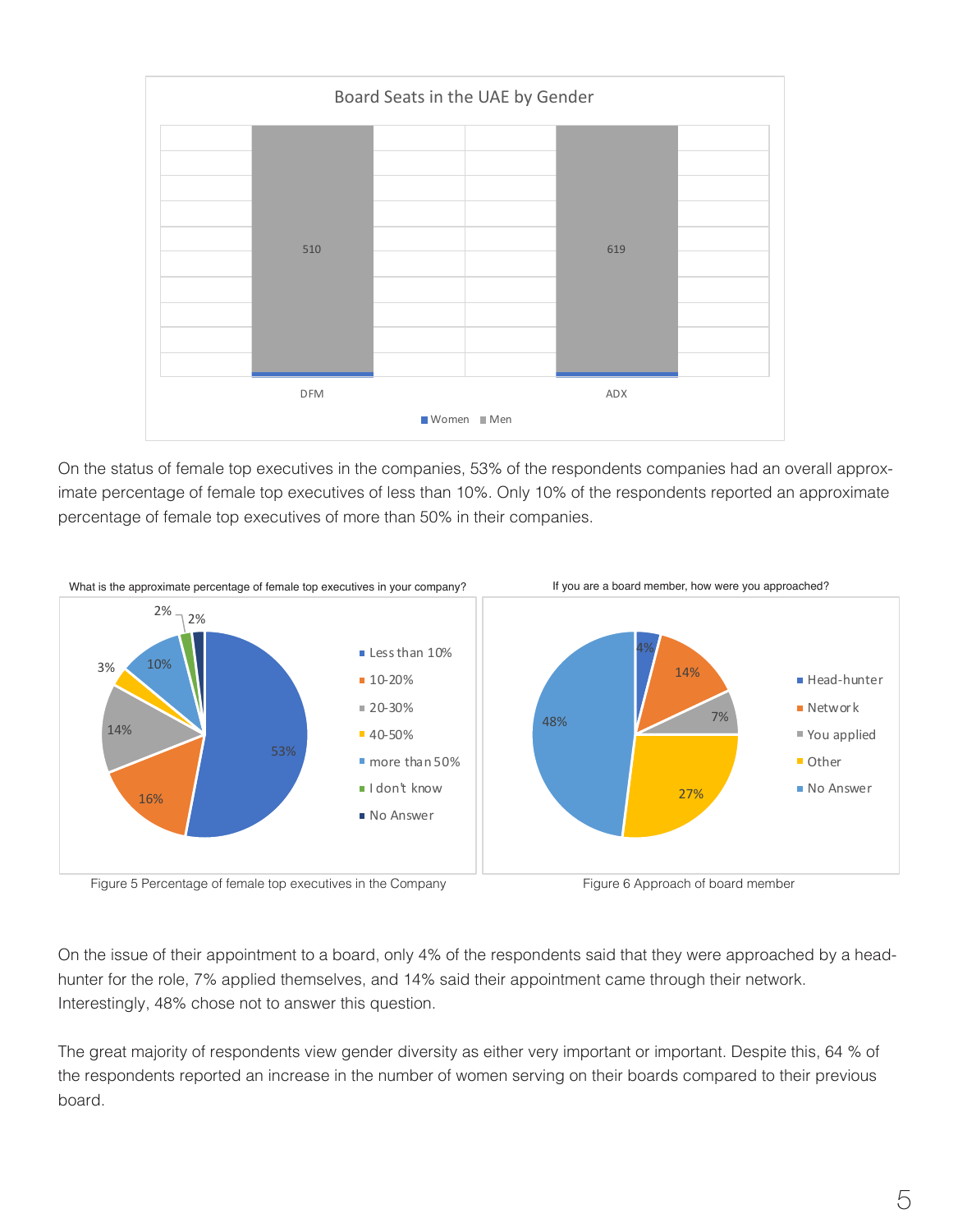Board Seats in the UAE by Gender

| | Women | Men |
|---|---|---|
| DFM | | 510 |
| ADX | | 619 |

On the status of female top executives in the companies, 53% of the respondents companies had an overall approximate percentage of female top executives of less than 10%. Only 10% of the respondents reported an approximate percentage of female top executives of more than 50% in their companies.

What is the approximate percentage of female top executives in your company?

| Response | Percentage |
|---|---|
| Less than 10% | 53% |
| 10-20% | 16% |
| 20-30% | 14% |
| 40-50% | 3% |
| more than 50% | 10% |
| I don't know | 2% |
| No Answer | 2% |

Figure 5 Percentage of female top executives in the Company

If you are a board member, how were you approached?

| Response | Percentage |
|---|---|
| Head-hunter | 4% |
| Network | 14% |
| You applied | 7% |
| Other | 27% |
| No Answer | 48% |

Figure 6 Approach of board member

On the issue of their appointment to a board, only 4% of the respondents said that they were approached by a headhunter for the role, 7% applied themselves, and 14% said their appointment came through their network. Interestingly, 48% chose not to answer this question.

The great majority of respondents view gender diversity as either very important or important. Despite this, 64 % of the respondents reported an increase in the number of women serving on their boards compared to their previous board.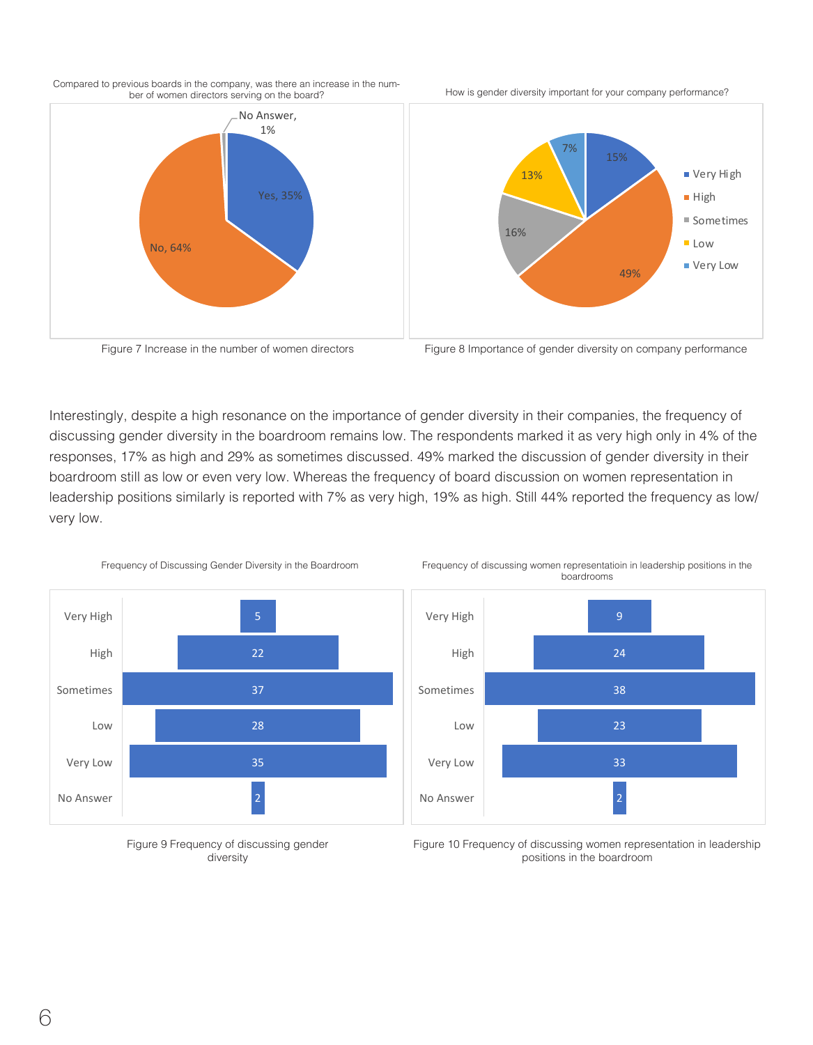Compared to previous boards in the company, was there an increase in the number of women directors serving on the board?

| Response | Percentage |
| --- | --- |
| Yes | 35% |
| No | 64% |
| No Answer | 1% |

Figure 7 Increase in the number of women directors

How is gender diversity important for your company performance?

| Response | Percentage |
| --- | --- |
| Very High | 15% |
| High | 49% |
| Sometimes | 16% |
| Low | 13% |
| Very Low | 7% |

Figure 8 Importance of gender diversity on company performance

Interestingly, despite a high resonance on the importance of gender diversity in their companies, the frequency of discussing gender diversity in the boardroom remains low. The respondents marked it as very high only in 4% of the responses, 17% as high and 29% as sometimes discussed. 49% marked the discussion of gender diversity in their boardroom still as low or even very low. Whereas the frequency of board discussion on women representation in leadership positions similarly is reported with 7% as very high, 19% as high. Still 44% reported the frequency as low/ very low.

Frequency of Discussing Gender Diversity in the Boardroom

| Response | Count |
| --- | --- |
| Very High | 5 |
| High | 22 |
| Sometimes | 37 |
| Low | 28 |
| Very Low | 35 |
| No Answer | 2 |

Figure 9 Frequency of discussing gender diversity

Frequency of discussing women representatioin in leadership positions in the boardrooms

| Response | Count |
| --- | --- |
| Very High | 9 |
| High | 24 |
| Sometimes | 38 |
| Low | 23 |
| Very Low | 33 |
| No Answer | 2 |

Figure 10 Frequency of discussing women representation in leadership positions in the boardroom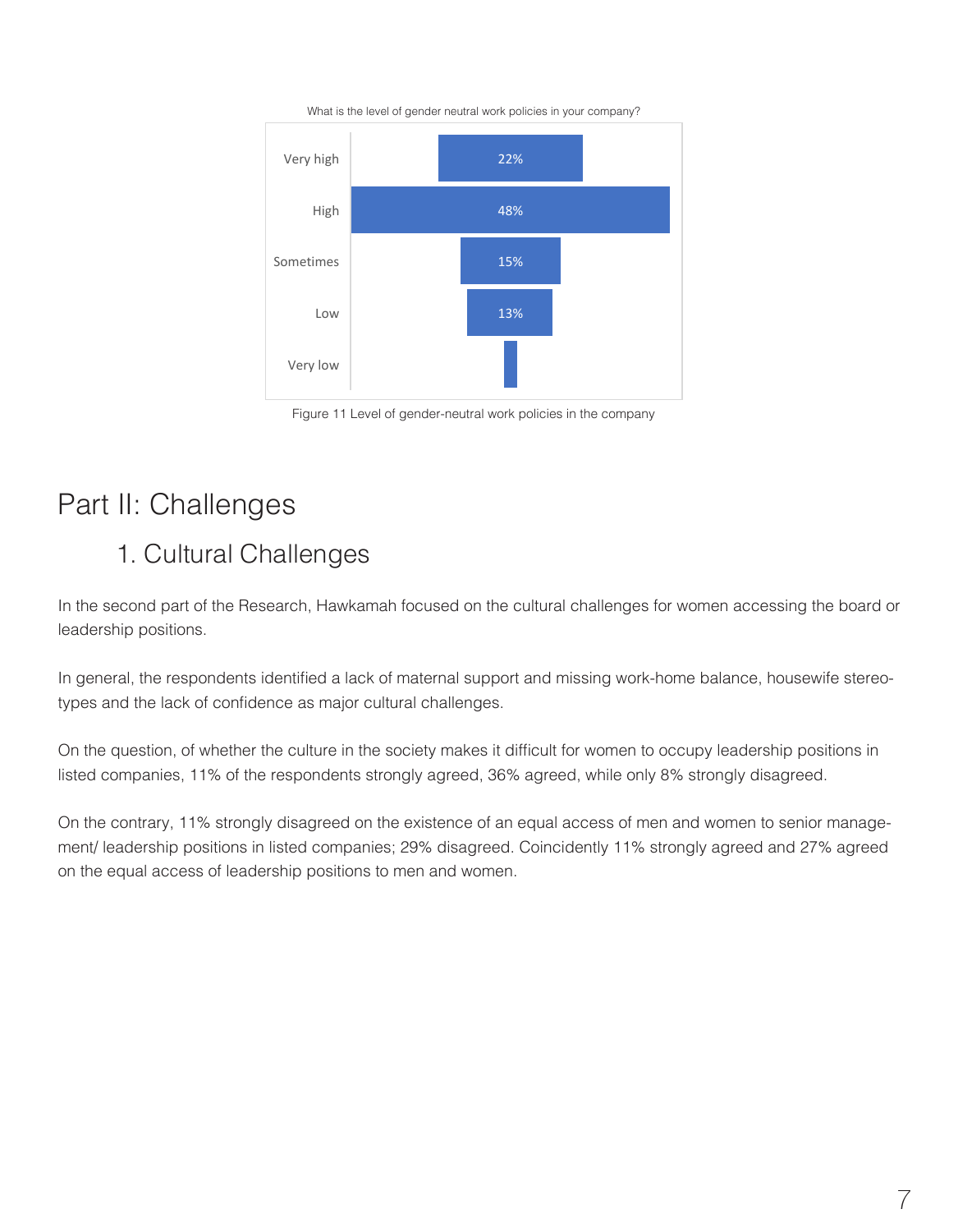What is the level of gender neutral work policies in your company?

| Response | Percentage |
| --- | --- |
| Very high | 22% |
| High | 48% |
| Sometimes | 15% |
| Low | 13% |
| Very low | |

Figure 11 Level of gender-neutral work policies in the company

# Part II: Challenges

## 1. Cultural Challenges

In the second part of the Research, Hawkamah focused on the cultural challenges for women accessing the board or leadership positions.

In general, the respondents identified a lack of maternal support and missing work-home balance, housewife stereotypes and the lack of confidence as major cultural challenges.

On the question, of whether the culture in the society makes it difficult for women to occupy leadership positions in listed companies, 11% of the respondents strongly agreed, 36% agreed, while only 8% strongly disagreed.

On the contrary, 11% strongly disagreed on the existence of an equal access of men and women to senior management/ leadership positions in listed companies; 29% disagreed. Coincidently 11% strongly agreed and 27% agreed on the equal access of leadership positions to men and women.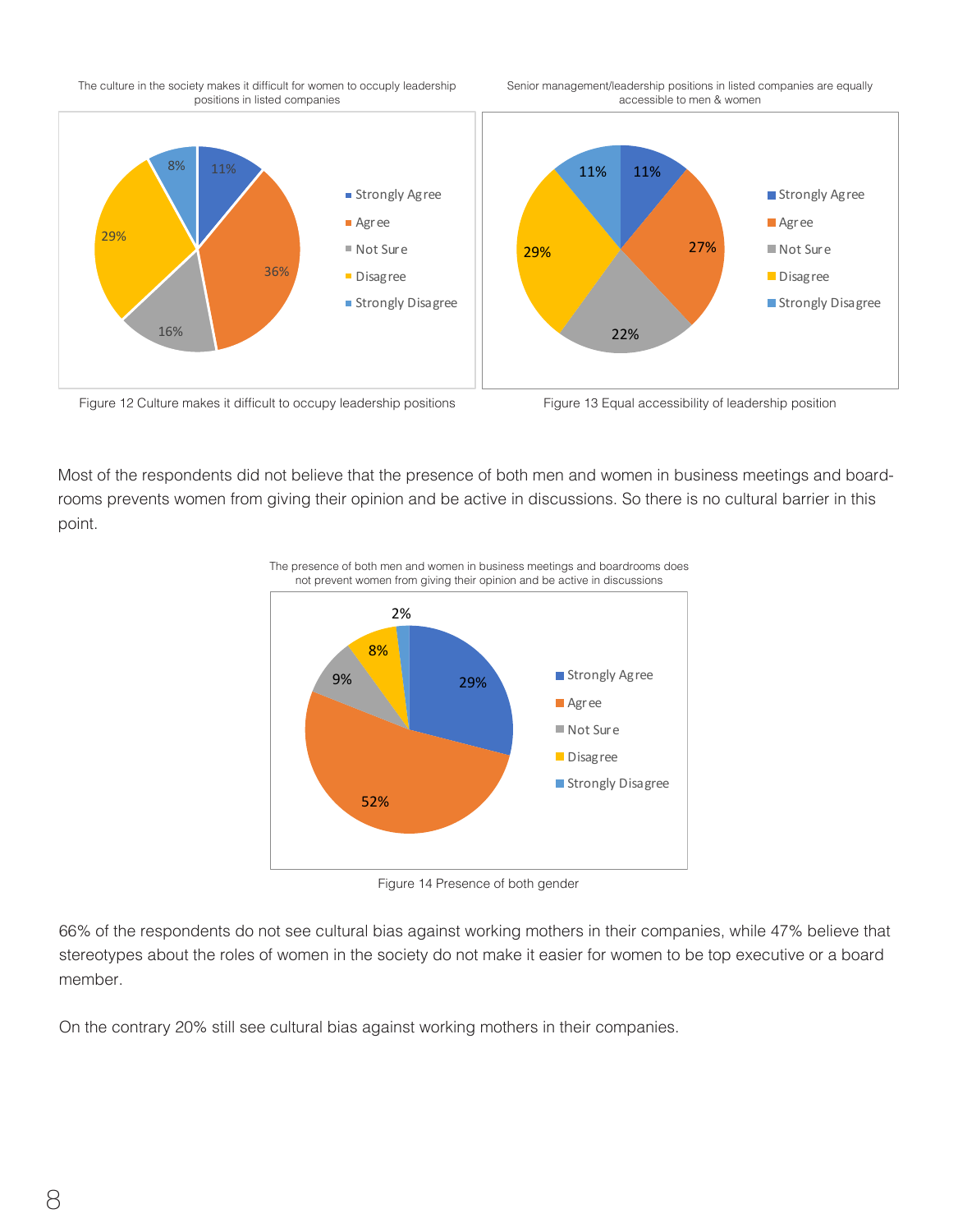The culture in the society makes it difficult for women to occupy leadership positions in listed companies

| Response | % |
| --- | --- |
| Strongly Agree | 11% |
| Agree | 36% |
| Not Sure | 16% |
| Disagree | 29% |
| Strongly Disagree | 8% |

Figure 12 Culture makes it difficult to occupy leadership positions

Senior management/leadership positions in listed companies are equally accessible to men & women

| Response | % |
| --- | --- |
| Strongly Agree | 11% |
| Agree | 27% |
| Not Sure | 22% |
| Disagree | 29% |
| Strongly Disagree | 11% |

Figure 13 Equal accessibility of leadership position

Most of the respondents did not believe that the presence of both men and women in business meetings and board-rooms prevents women from giving their opinion and be active in discussions. So there is no cultural barrier in this point.

The presence of both men and women in business meetings and boardrooms does not prevent women from giving their opinion and be active in discussions

| Response | % |
| --- | --- |
| Strongly Agree | 29% |
| Agree | 52% |
| Not Sure | 9% |
| Disagree | 8% |
| Strongly Disagree | 2% |

Figure 14 Presence of both gender

66% of the respondents do not see cultural bias against working mothers in their companies, while 47% believe that stereotypes about the roles of women in the society do not make it easier for women to be top executive or a board member.

On the contrary 20% still see cultural bias against working mothers in their companies.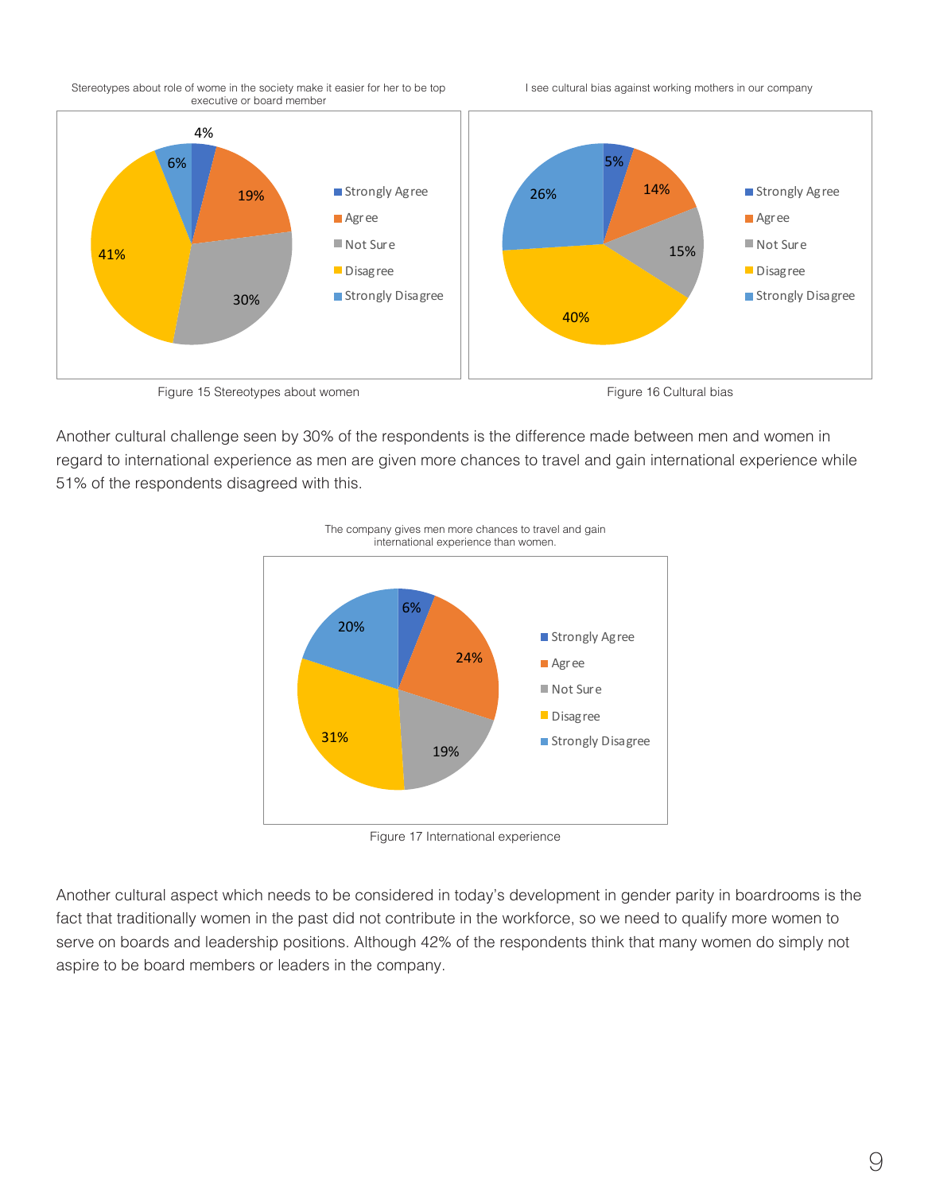Stereotypes about role of wome in the society make it easier for her to be top executive or board member

| Response | Percentage |
| --- | --- |
| Strongly Agree | 4% |
| Agree | 19% |
| Not Sure | 30% |
| Disagree | 41% |
| Strongly Disagree | 6% |

Figure 15 Stereotypes about women

I see cultural bias against working mothers in our company

| Response | Percentage |
| --- | --- |
| Strongly Agree | 5% |
| Agree | 14% |
| Not Sure | 15% |
| Disagree | 40% |
| Strongly Disagree | 26% |

Figure 16 Cultural bias

Another cultural challenge seen by 30% of the respondents is the difference made between men and women in regard to international experience as men are given more chances to travel and gain international experience while 51% of the respondents disagreed with this.

The company gives men more chances to travel and gain international experience than women.

| Response | Percentage |
| --- | --- |
| Strongly Agree | 6% |
| Agree | 24% |
| Not Sure | 19% |
| Disagree | 31% |
| Strongly Disagree | 20% |

Figure 17 International experience

Another cultural aspect which needs to be considered in today's development in gender parity in boardrooms is the fact that traditionally women in the past did not contribute in the workforce, so we need to qualify more women to serve on boards and leadership positions. Although 42% of the respondents think that many women do simply not aspire to be board members or leaders in the company.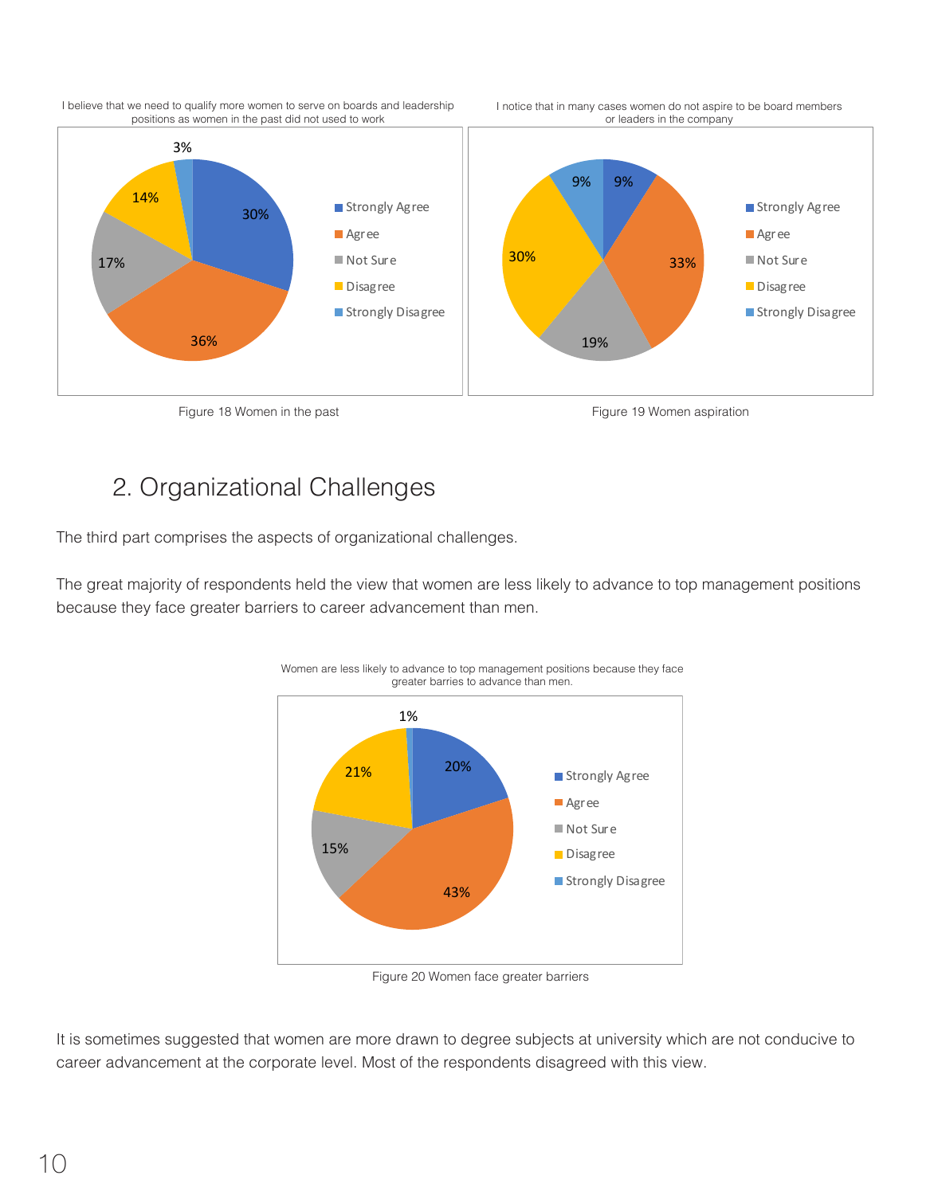I believe that we need to qualify more women to serve on boards and leadership positions as women in the past did not used to work

| Response | Percentage |
|---|---|
| Strongly Agree | 30% |
| Agree | 36% |
| Not Sure | 17% |
| Disagree | 14% |
| Strongly Disagree | 3% |

Figure 18 Women in the past

I notice that in many cases women do not aspire to be board members or leaders in the company

| Response | Percentage |
|---|---|
| Strongly Agree | 9% |
| Agree | 33% |
| Not Sure | 19% |
| Disagree | 30% |
| Strongly Disagree | 9% |

Figure 19 Women aspiration

## 2. Organizational Challenges

The third part comprises the aspects of organizational challenges.

The great majority of respondents held the view that women are less likely to advance to top management positions because they face greater barriers to career advancement than men.

Women are less likely to advance to top management positions because they face greater barries to advance than men.

| Response | Percentage |
|---|---|
| Strongly Agree | 20% |
| Agree | 43% |
| Not Sure | 15% |
| Disagree | 21% |
| Strongly Disagree | 1% |

Figure 20 Women face greater barriers

It is sometimes suggested that women are more drawn to degree subjects at university which are not conducive to career advancement at the corporate level. Most of the respondents disagreed with this view.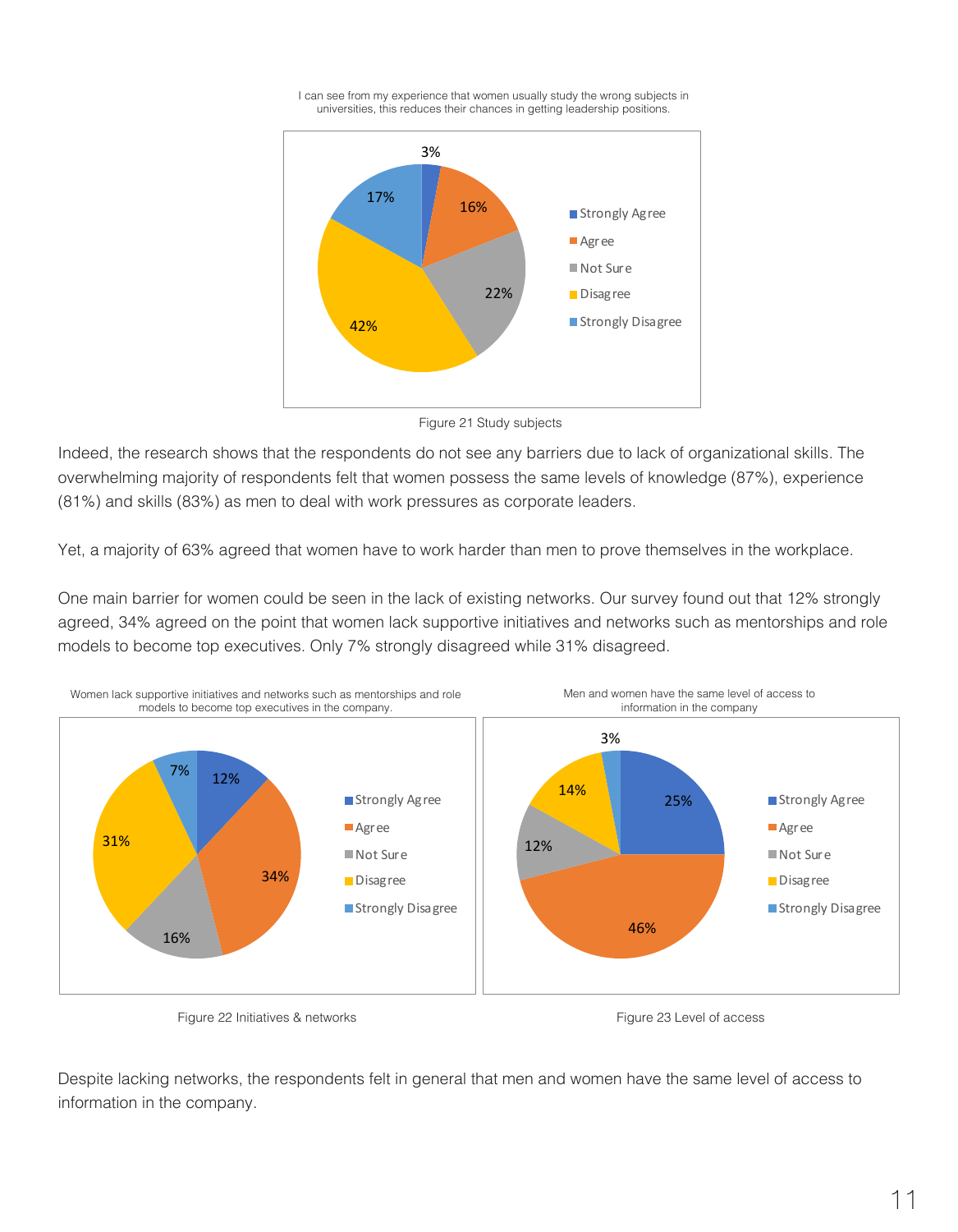I can see from my experience that women usually study the wrong subjects in universities, this reduces their chances in getting leadership positions.

| Response | Percentage |
| --- | --- |
| Strongly Agree | 3% |
| Agree | 16% |
| Not Sure | 22% |
| Disagree | 42% |
| Strongly Disagree | 17% |

Figure 21 Study subjects

Indeed, the research shows that the respondents do not see any barriers due to lack of organizational skills. The overwhelming majority of respondents felt that women possess the same levels of knowledge (87%), experience (81%) and skills (83%) as men to deal with work pressures as corporate leaders.

Yet, a majority of 63% agreed that women have to work harder than men to prove themselves in the workplace.

One main barrier for women could be seen in the lack of existing networks. Our survey found out that 12% strongly agreed, 34% agreed on the point that women lack supportive initiatives and networks such as mentorships and role models to become top executives. Only 7% strongly disagreed while 31% disagreed.

Women lack supportive initiatives and networks such as mentorships and role models to become top executives in the company.

| Response | Percentage |
| --- | --- |
| Strongly Agree | 12% |
| Agree | 34% |
| Not Sure | 16% |
| Disagree | 31% |
| Strongly Disagree | 7% |

Figure 22 Initiatives & networks

Men and women have the same level of access to information in the company

| Response | Percentage |
| --- | --- |
| Strongly Agree | 25% |
| Agree | 46% |
| Not Sure | 12% |
| Disagree | 14% |
| Strongly Disagree | 3% |

Figure 23 Level of access

Despite lacking networks, the respondents felt in general that men and women have the same level of access to information in the company.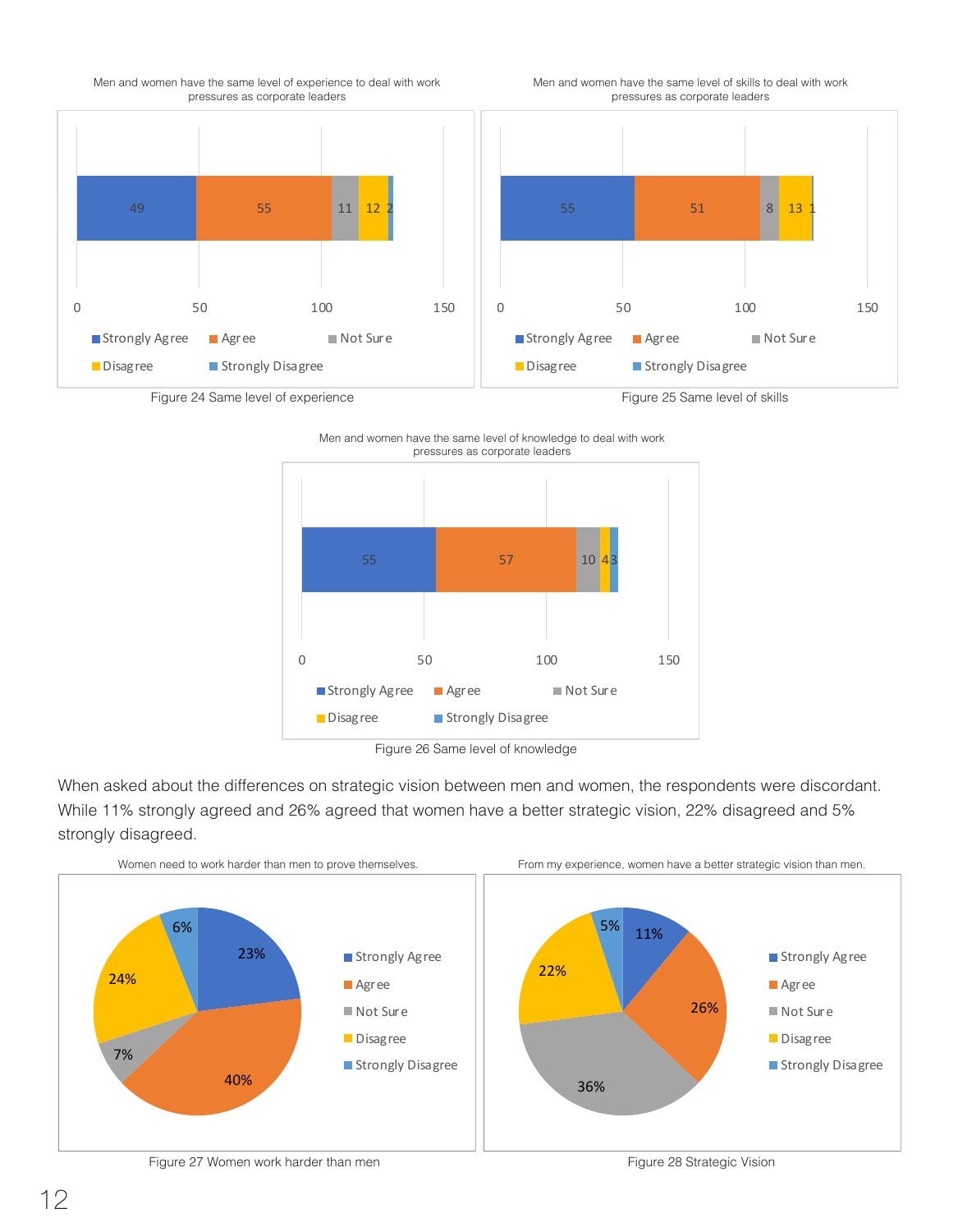Men and women have the same level of experience to deal with work pressures as corporate leaders

| Strongly Agree | Agree | Not Sure | Disagree | Strongly Disagree |
|---|---|---|---|---|
| 49 | 55 | 11 | 12 | 2 |

Figure 24 Same level of experience

Men and women have the same level of skills to deal with work pressures as corporate leaders

| Strongly Agree | Agree | Not Sure | Disagree | Strongly Disagree |
|---|---|---|---|---|
| 55 | 51 | 8 | 13 | 1 |

Figure 25 Same level of skills

Men and women have the same level of knowledge to deal with work pressures as corporate leaders

| Strongly Agree | Agree | Not Sure | Disagree | Strongly Disagree |
|---|---|---|---|---|
| 55 | 57 | 10 | 4 | 3 |

Figure 26 Same level of knowledge

When asked about the differences on strategic vision between men and women, the respondents were discordant. While 11% strongly agreed and 26% agreed that women have a better strategic vision, 22% disagreed and 5% strongly disagreed.

Women need to work harder than men to prove themselves.

| Strongly Agree | Agree | Not Sure | Disagree | Strongly Disagree |
|---|---|---|---|---|
| 23% | 40% | 7% | 24% | 6% |

Figure 27 Women work harder than men

From my experience, women have a better strategic vision than men.

| Strongly Agree | Agree | Not Sure | Disagree | Strongly Disagree |
|---|---|---|---|---|
| 11% | 26% | 36% | 22% | 5% |

Figure 28 Strategic Vision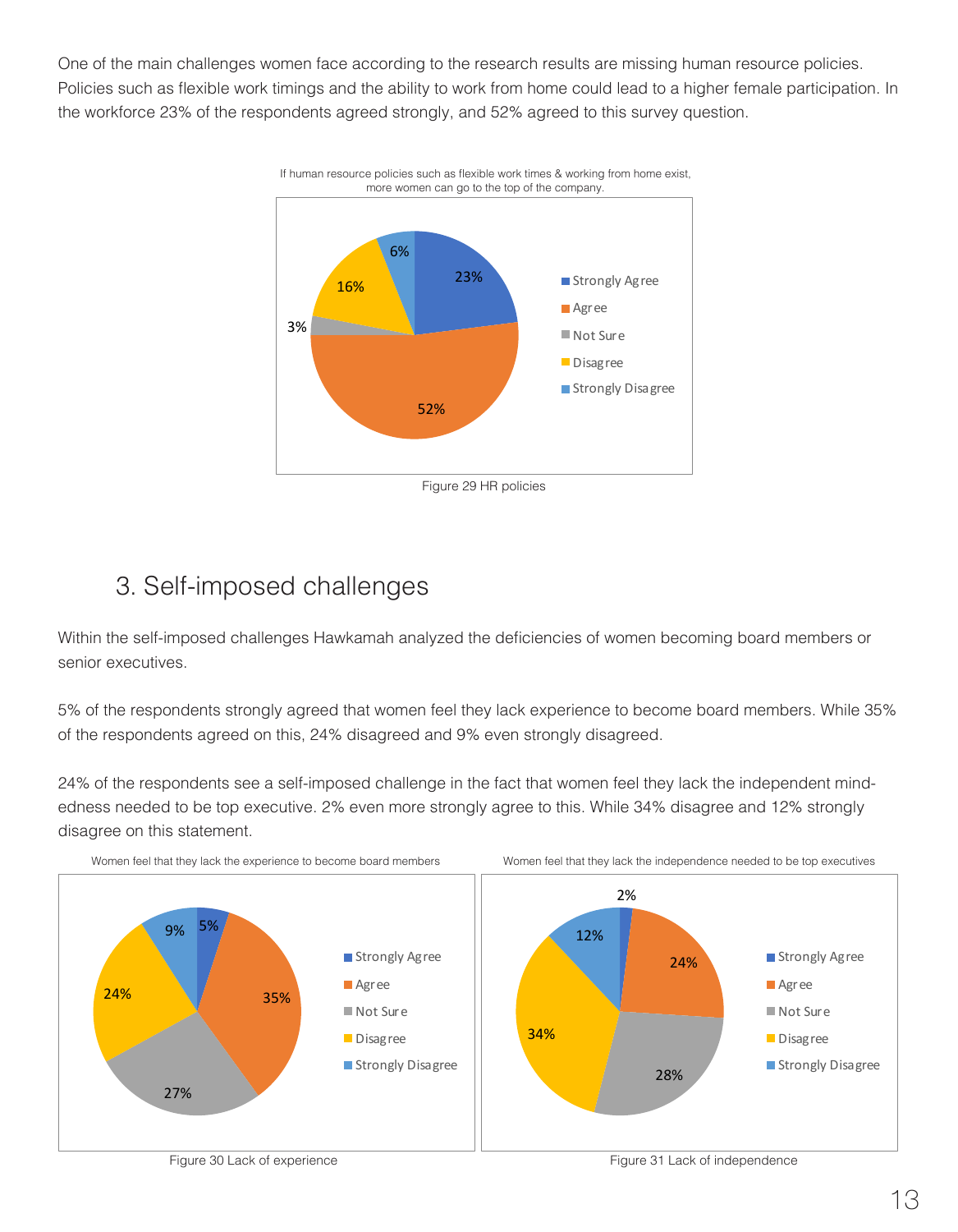One of the main challenges women face according to the research results are missing human resource policies. Policies such as flexible work timings and the ability to work from home could lead to a higher female participation. In the workforce 23% of the respondents agreed strongly, and 52% agreed to this survey question.

If human resource policies such as flexible work times & working from home exist, more women can go to the top of the company.

| Response | Percentage |
| --- | --- |
| Strongly Agree | 23% |
| Agree | 52% |
| Not Sure | 3% |
| Disagree | 16% |
| Strongly Disagree | 6% |

Figure 29 HR policies

## 3. Self-imposed challenges

Within the self-imposed challenges Hawkamah analyzed the deficiencies of women becoming board members or senior executives.

5% of the respondents strongly agreed that women feel they lack experience to become board members. While 35% of the respondents agreed on this, 24% disagreed and 9% even strongly disagreed.

24% of the respondents see a self-imposed challenge in the fact that women feel they lack the independent mind-edness needed to be top executive. 2% even more strongly agree to this. While 34% disagree and 12% strongly disagree on this statement.

Women feel that they lack the experience to become board members

| Response | Percentage |
| --- | --- |
| Strongly Agree | 5% |
| Agree | 35% |
| Not Sure | 27% |
| Disagree | 24% |
| Strongly Disagree | 9% |

Figure 30 Lack of experience

Women feel that they lack the independence needed to be top executives

| Response | Percentage |
| --- | --- |
| Strongly Agree | 2% |
| Agree | 24% |
| Not Sure | 28% |
| Disagree | 34% |
| Strongly Disagree | 12% |

Figure 31 Lack of independence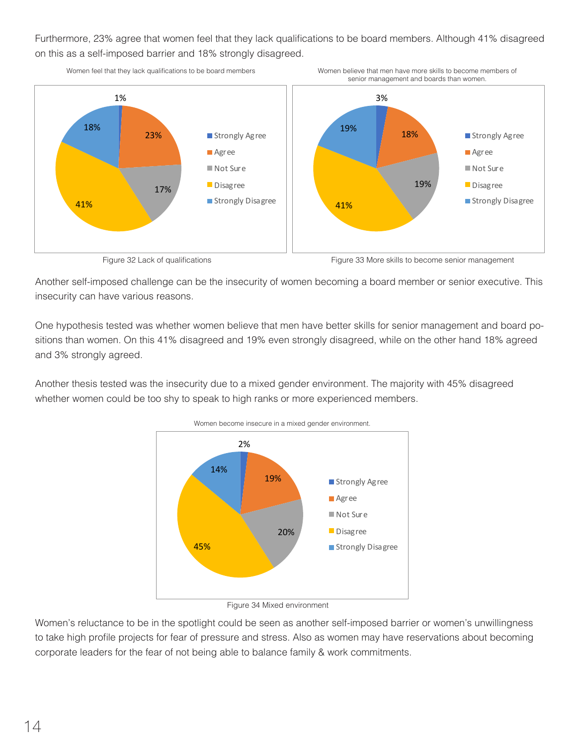Furthermore, 23% agree that women feel that they lack qualifications to be board members. Although 41% disagreed on this as a self-imposed barrier and 18% strongly disagreed.

Figure 32 Lack of qualifications

Figure 33 More skills to become senior management

Another self-imposed challenge can be the insecurity of women becoming a board member or senior executive. This insecurity can have various reasons.

One hypothesis tested was whether women believe that men have better skills for senior management and board positions than women. On this 41% disagreed and 19% even strongly disagreed, while on the other hand 18% agreed and 3% strongly agreed.

Another thesis tested was the insecurity due to a mixed gender environment. The majority with 45% disagreed whether women could be too shy to speak to high ranks or more experienced members.

Figure 34 Mixed environment

Women's reluctance to be in the spotlight could be seen as another self-imposed barrier or women's unwillingness to take high profile projects for fear of pressure and stress. Also as women may have reservations about becoming corporate leaders for the fear of not being able to balance family & work commitments.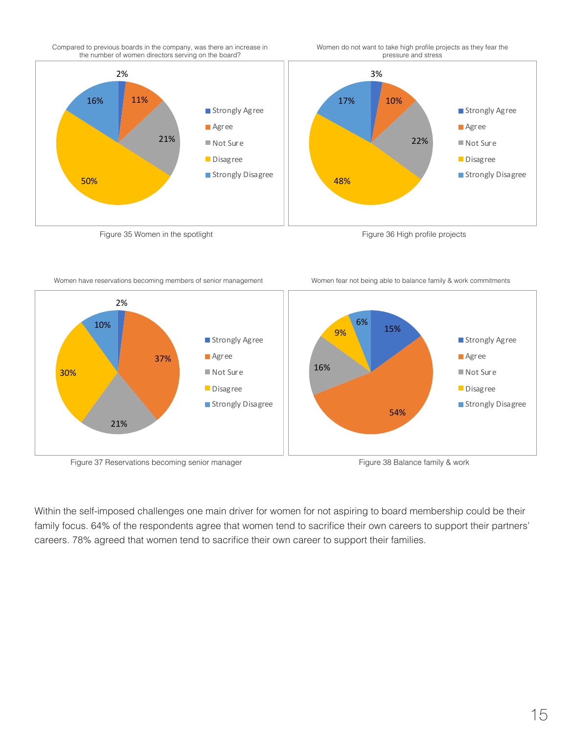Compared to previous boards in the company, was there an increase in the number of women directors serving on the board?

| Response | Percentage |
| --- | --- |
| Strongly Agree | 2% |
| Agree | 11% |
| Not Sure | 21% |
| Disagree | 50% |
| Strongly Disagree | 16% |

Figure 35 Women in the spotlight

Women do not want to take high profile projects as they fear the pressure and stress

| Response | Percentage |
| --- | --- |
| Strongly Agree | 3% |
| Agree | 10% |
| Not Sure | 22% |
| Disagree | 48% |
| Strongly Disagree | 17% |

Figure 36 High profile projects

Women have reservations becoming members of senior management

| Response | Percentage |
| --- | --- |
| Strongly Agree | 2% |
| Agree | 37% |
| Not Sure | 21% |
| Disagree | 30% |
| Strongly Disagree | 10% |

Figure 37 Reservations becoming senior manager

Women fear not being able to balance family & work commitments

| Response | Percentage |
| --- | --- |
| Strongly Agree | 15% |
| Agree | 54% |
| Not Sure | 16% |
| Disagree | 9% |
| Strongly Disagree | 6% |

Figure 38 Balance family & work

Within the self-imposed challenges one main driver for women for not aspiring to board membership could be their family focus. 64% of the respondents agree that women tend to sacrifice their own careers to support their partners' careers. 78% agreed that women tend to sacrifice their own career to support their families.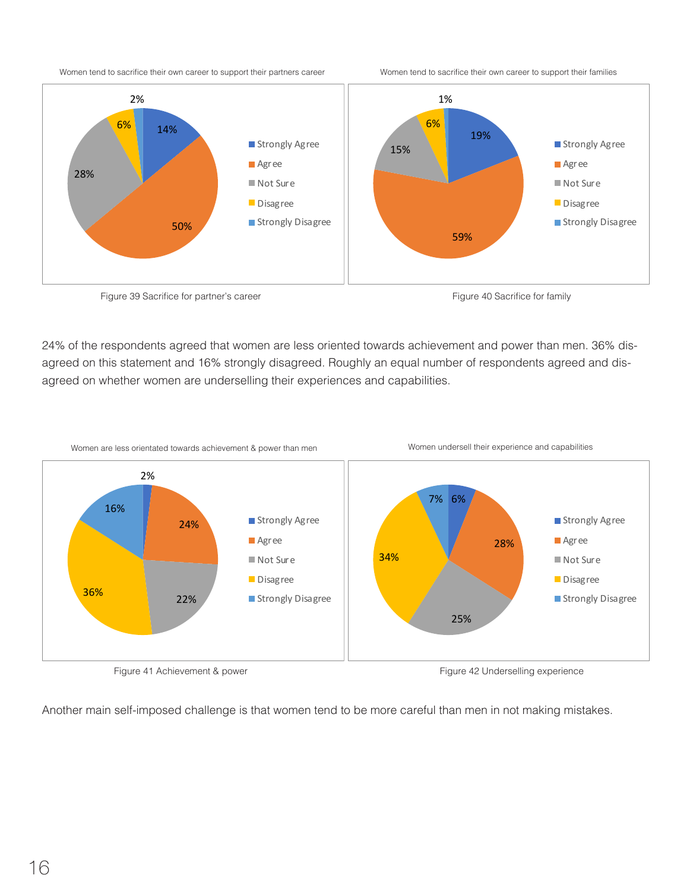Women tend to sacrifice their own career to support their partners career

| Response | Percentage |
| --- | --- |
| Strongly Agree | 14% |
| Agree | 50% |
| Not Sure | 28% |
| Disagree | 6% |
| Strongly Disagree | 2% |

Figure 39 Sacrifice for partner's career

Women tend to sacrifice their own career to support their families

| Response | Percentage |
| --- | --- |
| Strongly Agree | 19% |
| Agree | 59% |
| Not Sure | 15% |
| Disagree | 6% |
| Strongly Disagree | 1% |

Figure 40 Sacrifice for family

24% of the respondents agreed that women are less oriented towards achievement and power than men. 36% disagreed on this statement and 16% strongly disagreed. Roughly an equal number of respondents agreed and disagreed on whether women are underselling their experiences and capabilities.

Women are less orientated towards achievement & power than men

| Response | Percentage |
| --- | --- |
| Strongly Agree | 2% |
| Agree | 24% |
| Not Sure | 22% |
| Disagree | 36% |
| Strongly Disagree | 16% |

Figure 41 Achievement & power

Women undersell their experience and capabilities

| Response | Percentage |
| --- | --- |
| Strongly Agree | 6% |
| Agree | 28% |
| Not Sure | 25% |
| Disagree | 34% |
| Strongly Disagree | 7% |

Figure 42 Underselling experience

Another main self-imposed challenge is that women tend to be more careful than men in not making mistakes.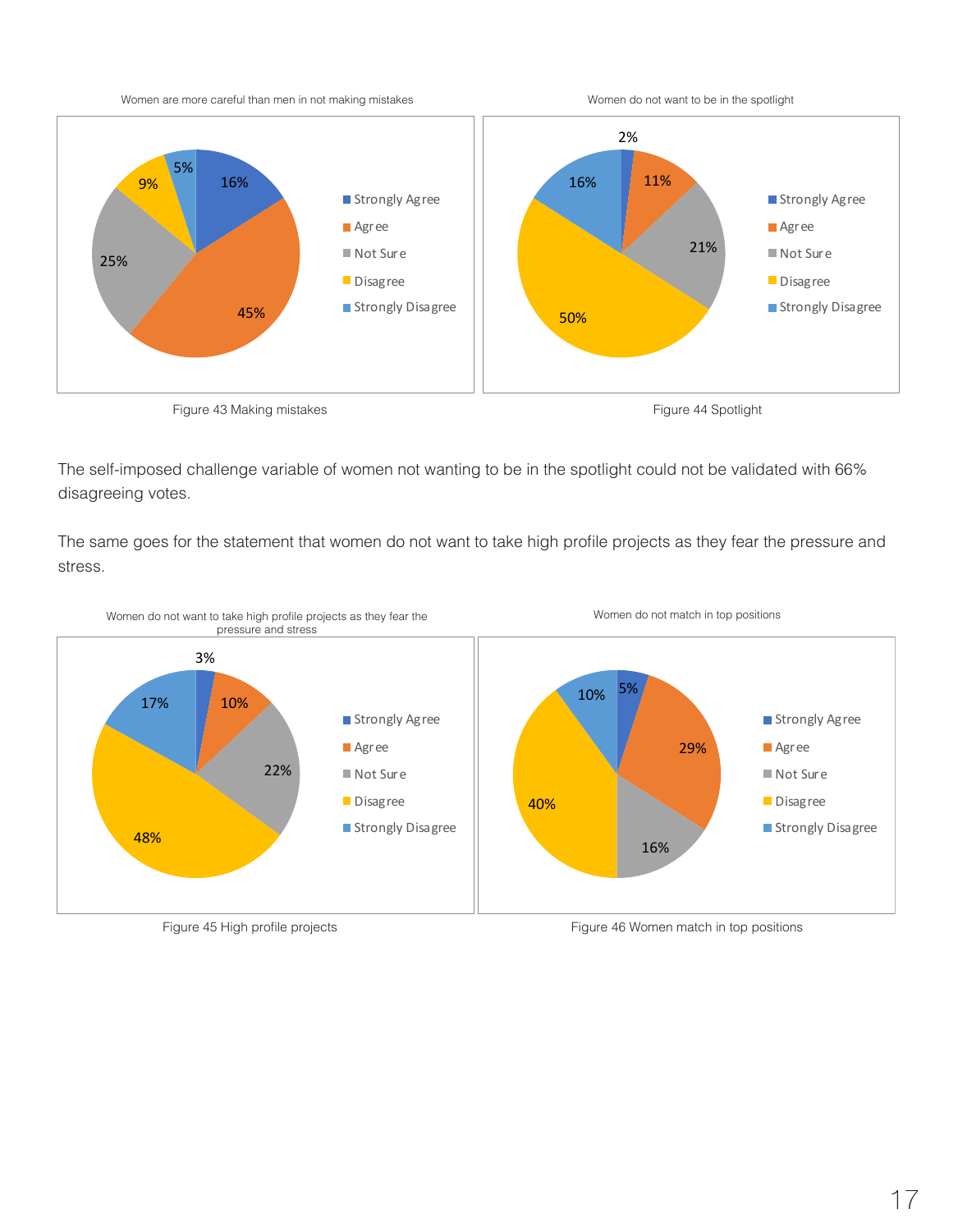Women are more careful than men in not making mistakes

| Response | % |
| --- | --- |
| Strongly Agree | 16% |
| Agree | 45% |
| Not Sure | 25% |
| Disagree | 9% |
| Strongly Disagree | 5% |

Figure 43 Making mistakes

Women do not want to be in the spotlight

| Response | % |
| --- | --- |
| Strongly Agree | 2% |
| Agree | 11% |
| Not Sure | 21% |
| Disagree | 50% |
| Strongly Disagree | 16% |

Figure 44 Spotlight

The self-imposed challenge variable of women not wanting to be in the spotlight could not be validated with 66% disagreeing votes.

The same goes for the statement that women do not want to take high profile projects as they fear the pressure and stress.

Women do not want to take high profile projects as they fear the pressure and stress

| Response | % |
| --- | --- |
| Strongly Agree | 3% |
| Agree | 10% |
| Not Sure | 22% |
| Disagree | 48% |
| Strongly Disagree | 17% |

Figure 45 High profile projects

Women do not match in top positions

| Response | % |
| --- | --- |
| Strongly Agree | 5% |
| Agree | 29% |
| Not Sure | 16% |
| Disagree | 40% |
| Strongly Disagree | 10% |

Figure 46 Women match in top positions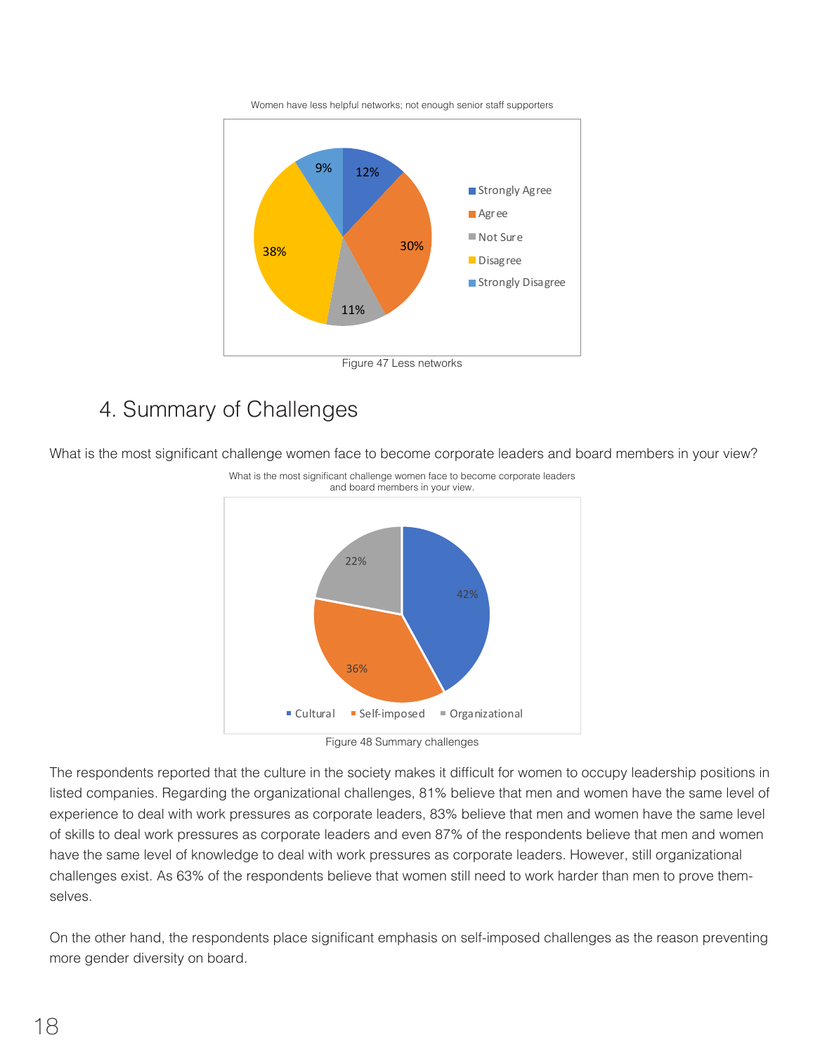Women have less helpful networks; not enough senior staff supporters

| Response | Percentage |
|---|---|
| Strongly Agree | 12% |
| Agree | 30% |
| Not Sure | 11% |
| Disagree | 38% |
| Strongly Disagree | 9% |

Figure 47 Less networks

## 4. Summary of Challenges

What is the most significant challenge women face to become corporate leaders and board members in your view?

What is the most significant challenge women face to become corporate leaders and board members in your view.

| Challenge | Percentage |
|---|---|
| Cultural | 42% |
| Self-imposed | 36% |
| Organizational | 22% |

Figure 48 Summary challenges

The respondents reported that the culture in the society makes it difficult for women to occupy leadership positions in listed companies. Regarding the organizational challenges, 81% believe that men and women have the same level of experience to deal with work pressures as corporate leaders, 83% believe that men and women have the same level of skills to deal work pressures as corporate leaders and even 87% of the respondents believe that men and women have the same level of knowledge to deal with work pressures as corporate leaders. However, still organizational challenges exist. As 63% of the respondents believe that women still need to work harder than men to prove themselves.

On the other hand, the respondents place significant emphasis on self-imposed challenges as the reason preventing more gender diversity on board.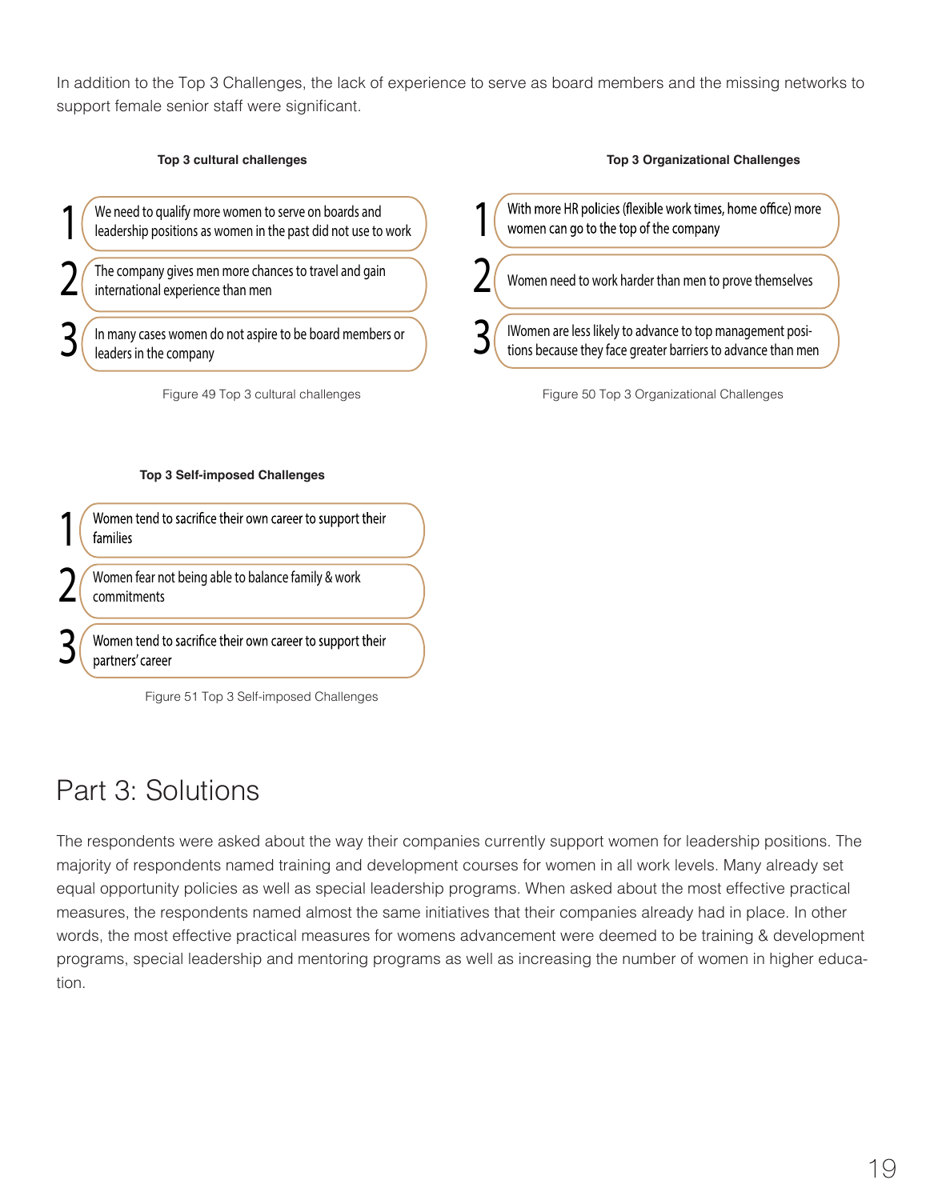In addition to the Top 3 Challenges, the lack of experience to serve as board members and the missing networks to support female senior staff were significant.

**Top 3 cultural challenges**

1. We need to qualify more women to serve on boards and leadership positions as women in the past did not use to work
2. The company gives men more chances to travel and gain international experience than men
3. In many cases women do not aspire to be board members or leaders in the company

Figure 49 Top 3 cultural challenges

**Top 3 Organizational Challenges**

1. With more HR policies (flexible work times, home office) more women can go to the top of the company
2. Women need to work harder than men to prove themselves
3. IWomen are less likely to advance to top management positions because they face greater barriers to advance than men

Figure 50 Top 3 Organizational Challenges

**Top 3 Self-imposed Challenges**

1. Women tend to sacrifice their own career to support their families
2. Women fear not being able to balance family & work commitments
3. Women tend to sacrifice their own career to support their partners' career

Figure 51 Top 3 Self-imposed Challenges

# Part 3: Solutions

The respondents were asked about the way their companies currently support women for leadership positions. The majority of respondents named training and development courses for women in all work levels. Many already set equal opportunity policies as well as special leadership programs. When asked about the most effective practical measures, the respondents named almost the same initiatives that their companies already had in place. In other words, the most effective practical measures for womens advancement were deemed to be training & development programs, special leadership and mentoring programs as well as increasing the number of women in higher education.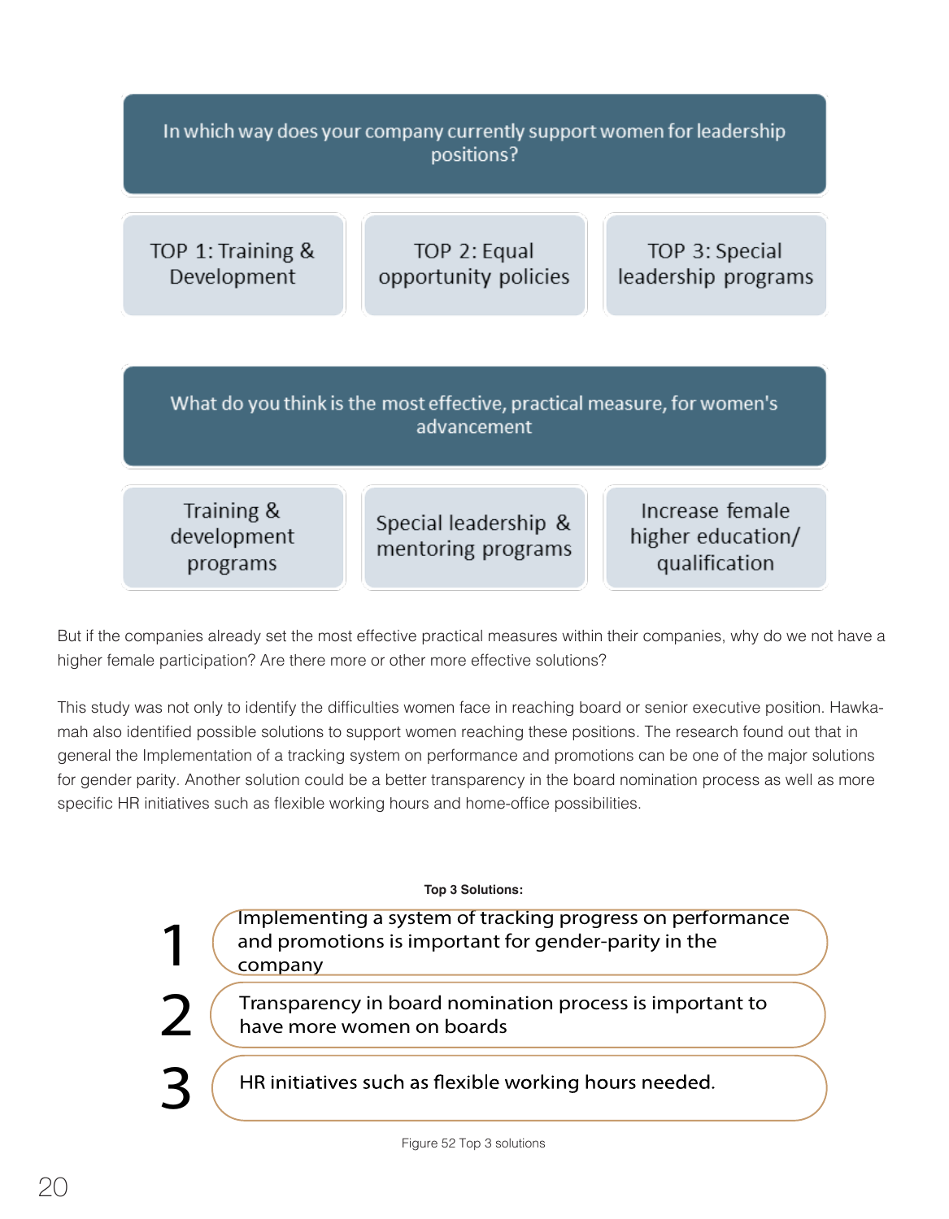**In which way does your company currently support women for leadership positions?**

| TOP 1: Training & Development | TOP 2: Equal opportunity policies | TOP 3: Special leadership programs |
|---|---|---|

**What do you think is the most effective, practical measure, for women's advancement**

| Training & development programs | Special leadership & mentoring programs | Increase female higher education/ qualification |
|---|---|---|

But if the companies already set the most effective practical measures within their companies, why do we not have a higher female participation? Are there more or other more effective solutions?

This study was not only to identify the difficulties women face in reaching board or senior executive position. Hawkamah also identified possible solutions to support women reaching these positions. The research found out that in general the Implementation of a tracking system on performance and promotions can be one of the major solutions for gender parity. Another solution could be a better transparency in the board nomination process as well as more specific HR initiatives such as flexible working hours and home-office possibilities.

**Top 3 Solutions:**

1. Implementing a system of tracking progress on performance and promotions is important for gender-parity in the company
2. Transparency in board nomination process is important to have more women on boards
3. HR initiatives such as flexible working hours needed.

Figure 52 Top 3 solutions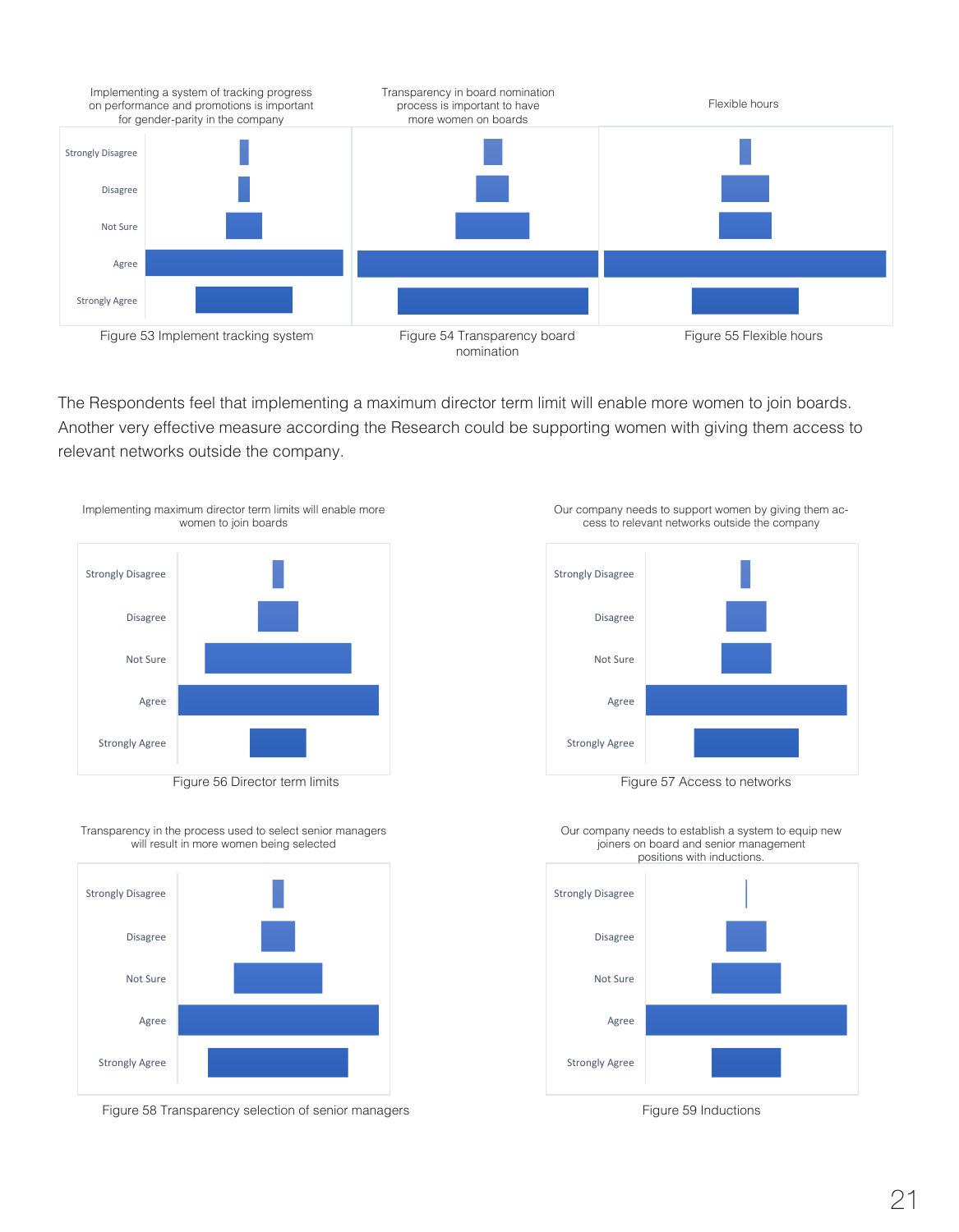Implementing a system of tracking progress on performance and promotions is important for gender-parity in the company

Figure 53 Implement tracking system

Transparency in board nomination process is important to have more women on boards

Figure 54 Transparency board nomination

Flexible hours

Figure 55 Flexible hours

The Respondents feel that implementing a maximum director term limit will enable more women to join boards. Another very effective measure according the Research could be supporting women with giving them access to relevant networks outside the company.

Implementing maximum director term limits will enable more women to join boards

Figure 56 Director term limits

Our company needs to support women by giving them access to relevant networks outside the company

Figure 57 Access to networks

Transparency in the process used to select senior managers will result in more women being selected

Figure 58 Transparency selection of senior managers

Our company needs to establish a system to equip new joiners on board and senior management positions with inductions.

Figure 59 Inductions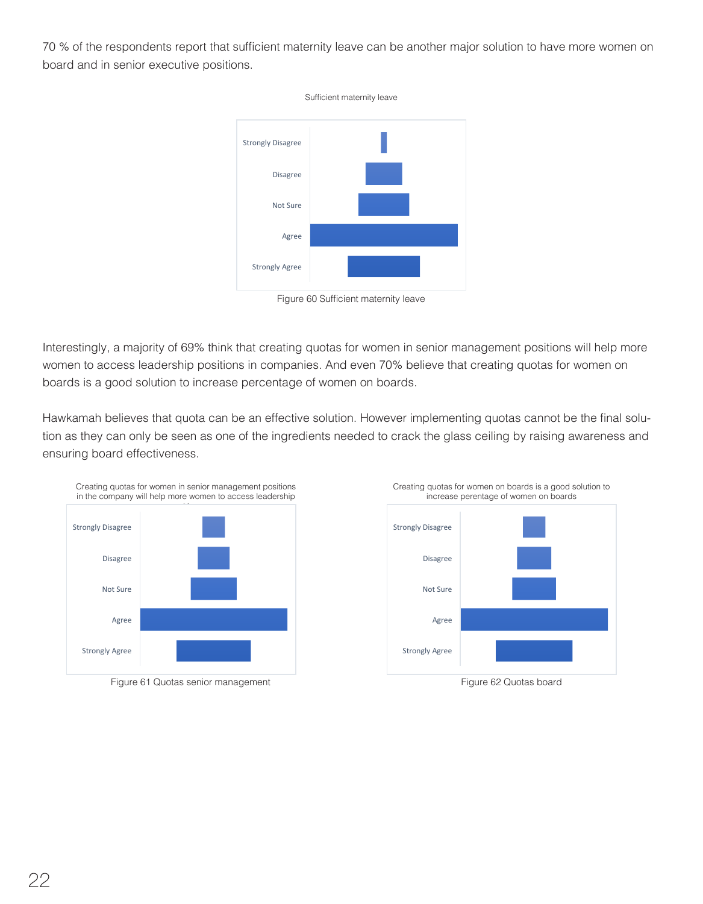70 % of the respondents report that sufficient maternity leave can be another major solution to have more women on board and in senior executive positions.

Sufficient maternity leave

Strongly Disagree
Disagree
Not Sure
Agree
Strongly Agree

Figure 60 Sufficient maternity leave

Interestingly, a majority of 69% think that creating quotas for women in senior management positions will help more women to access leadership positions in companies. And even 70% believe that creating quotas for women on boards is a good solution to increase percentage of women on boards.

Hawkamah believes that quota can be an effective solution. However implementing quotas cannot be the final solution as they can only be seen as one of the ingredients needed to crack the glass ceiling by raising awareness and ensuring board effectiveness.

Creating quotas for women in senior management positions in the company will help more women to access leadership

Strongly Disagree
Disagree
Not Sure
Agree
Strongly Agree

Figure 61 Quotas senior management

Creating quotas for women on boards is a good solution to increase perentage of women on boards

Strongly Disagree
Disagree
Not Sure
Agree
Strongly Agree

Figure 62 Quotas board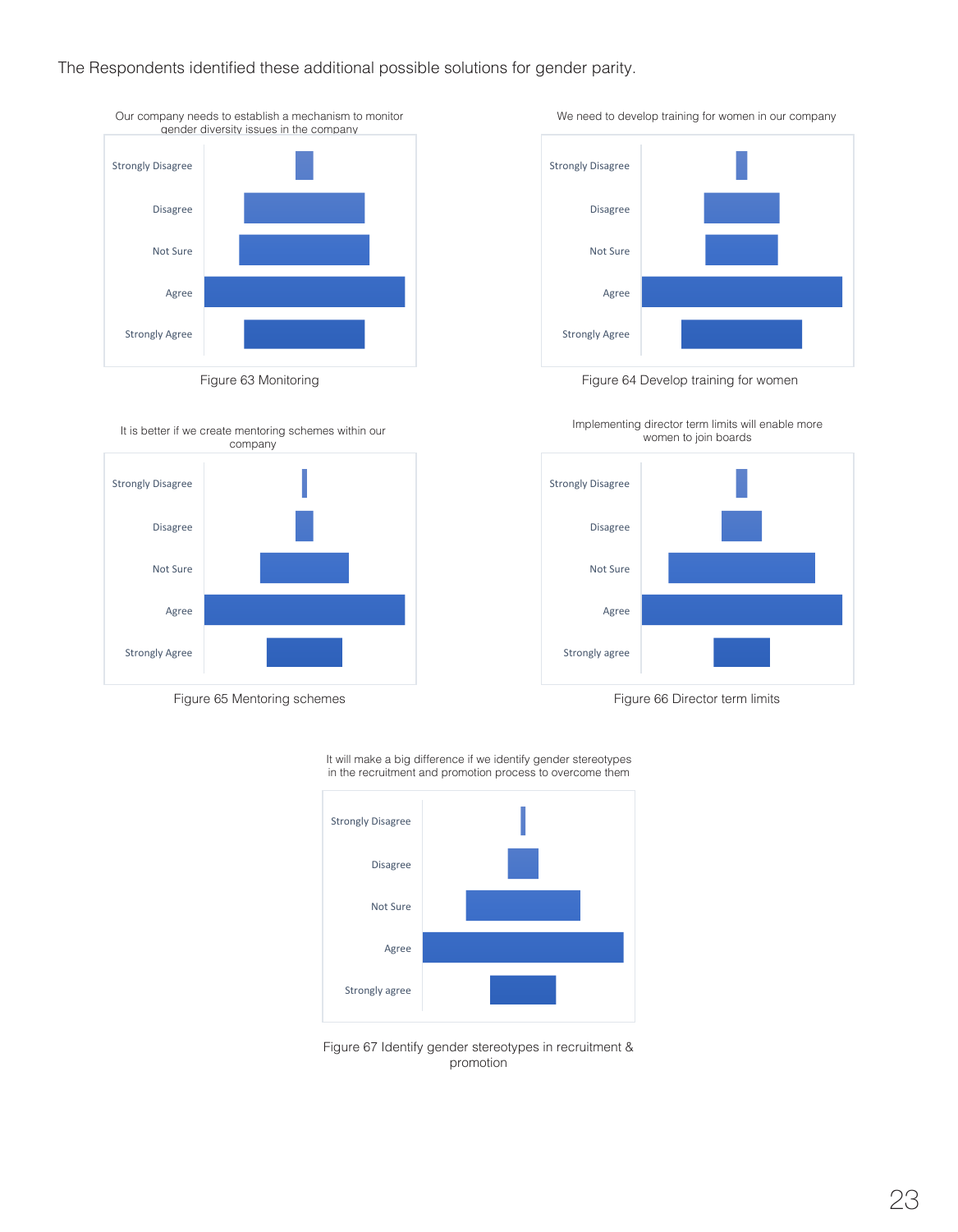The Respondents identified these additional possible solutions for gender parity.

Our company needs to establish a mechanism to monitor gender diversity issues in the company

Strongly Disagree
Disagree
Not Sure
Agree
Strongly Agree

Figure 63 Monitoring

We need to develop training for women in our company

Strongly Disagree
Disagree
Not Sure
Agree
Strongly Agree

Figure 64 Develop training for women

It is better if we create mentoring schemes within our company

Strongly Disagree
Disagree
Not Sure
Agree
Strongly Agree

Figure 65 Mentoring schemes

Implementing director term limits will enable more women to join boards

Strongly Disagree
Disagree
Not Sure
Agree
Strongly agree

Figure 66 Director term limits

It will make a big difference if we identify gender stereotypes in the recruitment and promotion process to overcome them

Strongly Disagree
Disagree
Not Sure
Agree
Strongly agree

Figure 67 Identify gender stereotypes in recruitment & promotion